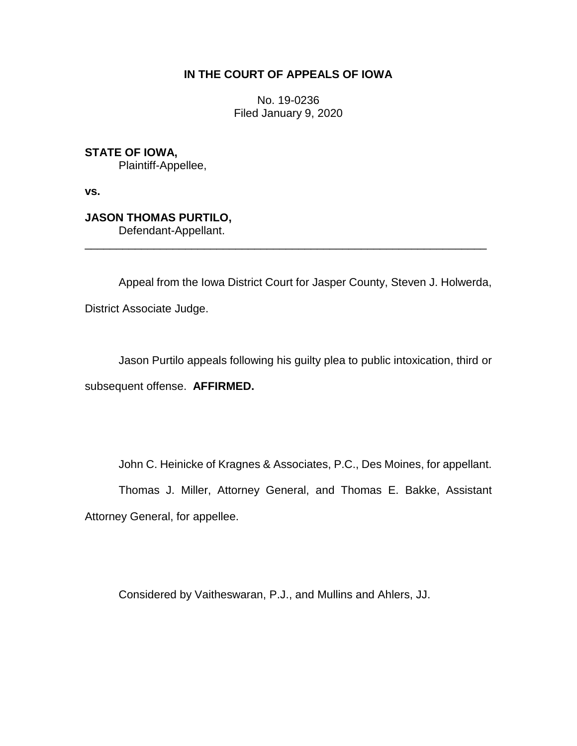**IN THE COURT OF APPEALS OF IOWA**

No. 19-0236
Filed January 9, 2020

**STATE OF IOWA,**
Plaintiff-Appellee,

**vs.**

**JASON THOMAS PURTILO,**
Defendant-Appellant.

---

Appeal from the Iowa District Court for Jasper County, Steven J. Holwerda, District Associate Judge.

Jason Purtilo appeals following his guilty plea to public intoxication, third or subsequent offense. **AFFIRMED.**

John C. Heinicke of Kragnes & Associates, P.C., Des Moines, for appellant.

Thomas J. Miller, Attorney General, and Thomas E. Bakke, Assistant Attorney General, for appellee.

Considered by Vaitheswaran, P.J., and Mullins and Ahlers, JJ.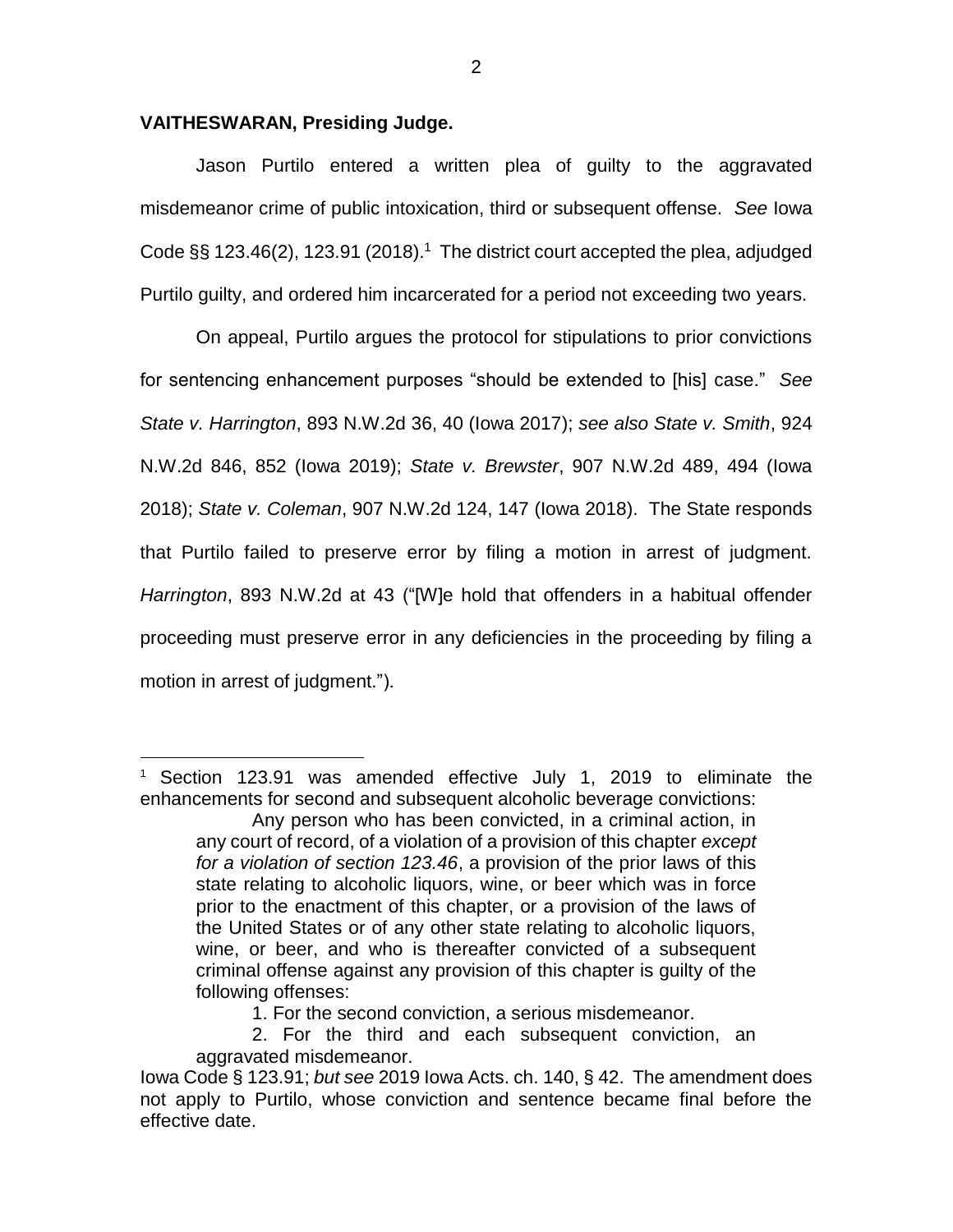**VAITHESWARAN, Presiding Judge.**

Jason Purtilo entered a written plea of guilty to the aggravated misdemeanor crime of public intoxication, third or subsequent offense. *See* Iowa Code §§ 123.46(2), 123.91 (2018).[1] The district court accepted the plea, adjudged Purtilo guilty, and ordered him incarcerated for a period not exceeding two years.

On appeal, Purtilo argues the protocol for stipulations to prior convictions for sentencing enhancement purposes "should be extended to [his] case." *See State v. Harrington*, 893 N.W.2d 36, 40 (Iowa 2017); *see also State v. Smith*, 924 N.W.2d 846, 852 (Iowa 2019); *State v. Brewster*, 907 N.W.2d 489, 494 (Iowa 2018); *State v. Coleman*, 907 N.W.2d 124, 147 (Iowa 2018). The State responds that Purtilo failed to preserve error by filing a motion in arrest of judgment. *Harrington*, 893 N.W.2d at 43 ("[W]e hold that offenders in a habitual offender proceeding must preserve error in any deficiencies in the proceeding by filing a motion in arrest of judgment.").

---

[1] Section 123.91 was amended effective July 1, 2019 to eliminate the enhancements for second and subsequent alcoholic beverage convictions:

> Any person who has been convicted, in a criminal action, in any court of record, of a violation of a provision of this chapter *except for a violation of section 123.46*, a provision of the prior laws of this state relating to alcoholic liquors, wine, or beer which was in force prior to the enactment of this chapter, or a provision of the laws of the United States or of any other state relating to alcoholic liquors, wine, or beer, and who is thereafter convicted of a subsequent criminal offense against any provision of this chapter is guilty of the following offenses:
>
> 1. For the second conviction, a serious misdemeanor.
>
> 2. For the third and each subsequent conviction, an aggravated misdemeanor.

Iowa Code § 123.91; *but see* 2019 Iowa Acts. ch. 140, § 42. The amendment does not apply to Purtilo, whose conviction and sentence became final before the effective date.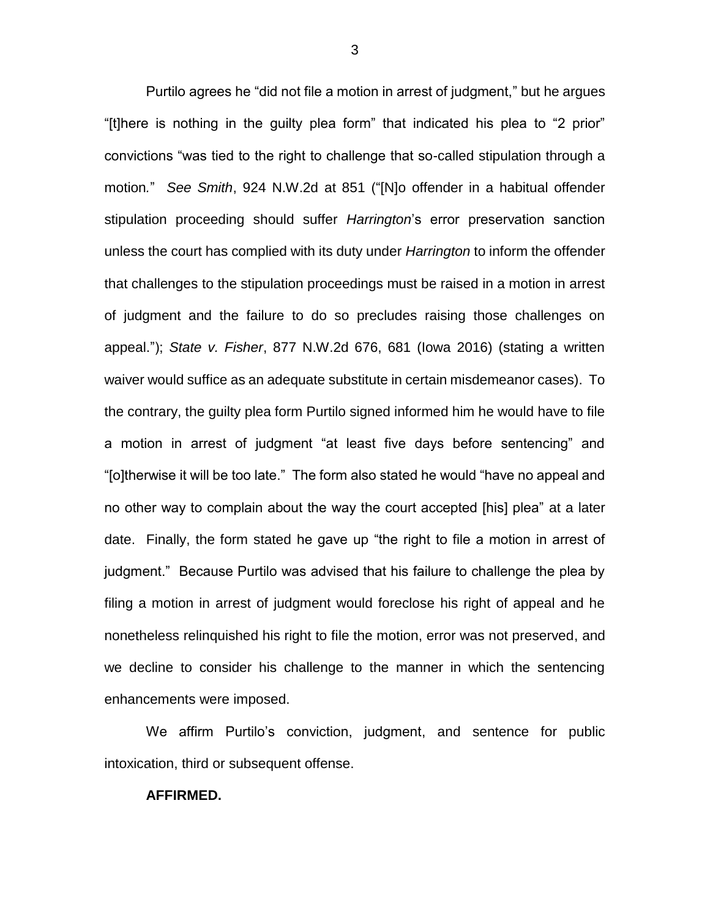Purtilo agrees he "did not file a motion in arrest of judgment," but he argues "[t]here is nothing in the guilty plea form" that indicated his plea to "2 prior" convictions "was tied to the right to challenge that so-called stipulation through a motion." *See Smith*, 924 N.W.2d at 851 ("[N]o offender in a habitual offender stipulation proceeding should suffer *Harrington*'s error preservation sanction unless the court has complied with its duty under *Harrington* to inform the offender that challenges to the stipulation proceedings must be raised in a motion in arrest of judgment and the failure to do so precludes raising those challenges on appeal."); *State v. Fisher*, 877 N.W.2d 676, 681 (Iowa 2016) (stating a written waiver would suffice as an adequate substitute in certain misdemeanor cases). To the contrary, the guilty plea form Purtilo signed informed him he would have to file a motion in arrest of judgment "at least five days before sentencing" and "[o]therwise it will be too late." The form also stated he would "have no appeal and no other way to complain about the way the court accepted [his] plea" at a later date. Finally, the form stated he gave up "the right to file a motion in arrest of judgment." Because Purtilo was advised that his failure to challenge the plea by filing a motion in arrest of judgment would foreclose his right of appeal and he nonetheless relinquished his right to file the motion, error was not preserved, and we decline to consider his challenge to the manner in which the sentencing enhancements were imposed.

We affirm Purtilo's conviction, judgment, and sentence for public intoxication, third or subsequent offense.

**AFFIRMED.**